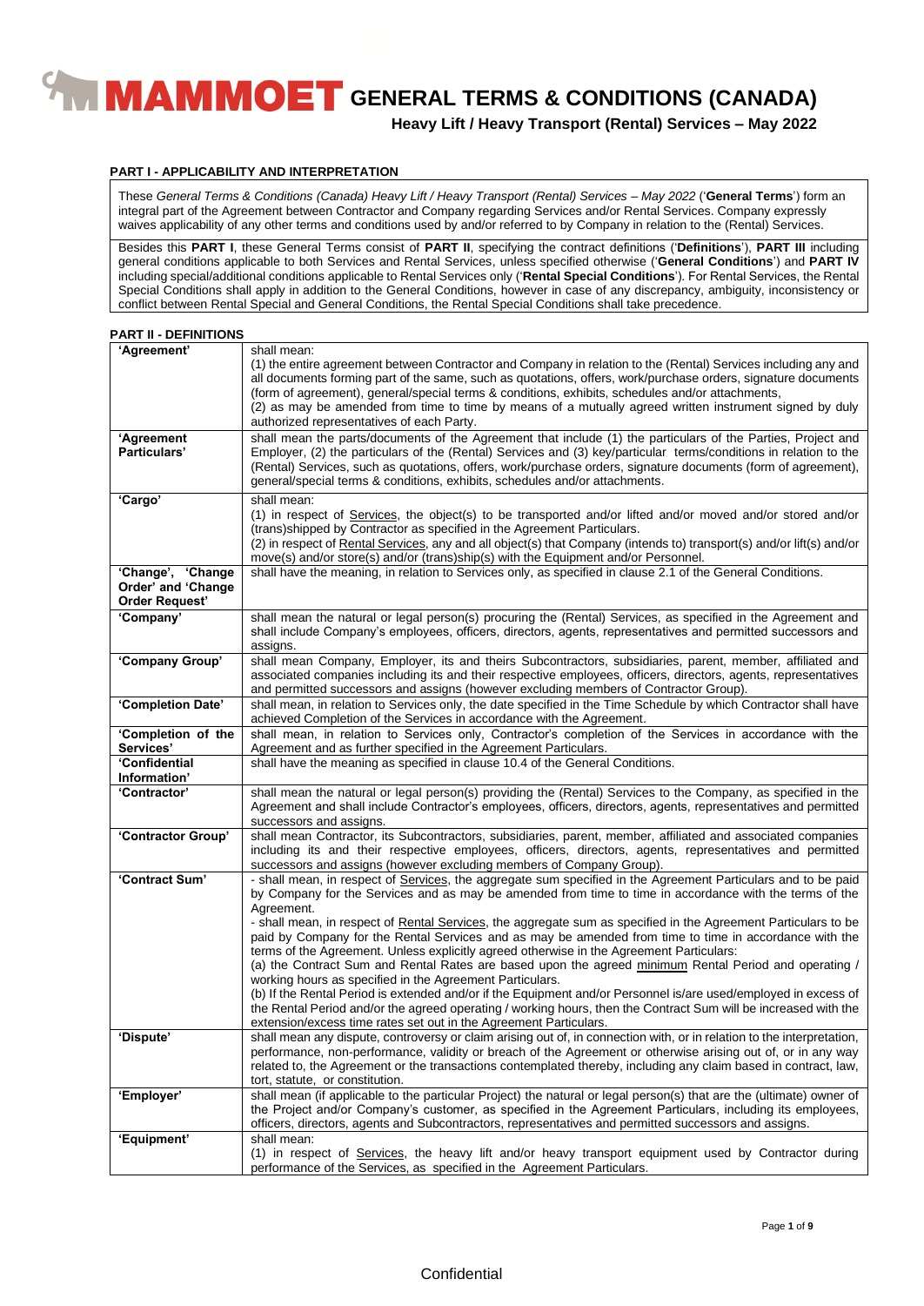# MAMMOET GENERAL TERMS & CONDITIONS (CANADA)

## Heavy Lift / Heavy Transport (Rental) Services – May 2022

### PART I - APPLICABILITY AND INTERPRETATION

These *General Terms & Conditions (Canada) Heavy Lift / Heavy Transport (Rental) Services – May 2022* ('**General Terms**') form an integral part of the Agreement between Contractor and Company regarding Services and/or Rental Services. Company expressly waives applicability of any other terms and conditions used by and/or referred to by Company in relation to the (Rental) Services.

Besides this **PART I**, these General Terms consist of **PART II**, specifying the contract definitions ('**Definitions**'), **PART III** including general conditions applicable to both Services and Rental Services, unless specified otherwise ('**General Conditions**') and **PART IV** including special/additional conditions applicable to Rental Services only ('**Rental Special Conditions**'). For Rental Services, the Rental Special Conditions shall apply in addition to the General Conditions, however in case of any discrepancy, ambiguity, inconsistency or conflict between Rental Special and General Conditions, the Rental Special Conditions shall take precedence.

### PART II - DEFINITIONS

| Term | Definition |
|---|---|
| **'Agreement'** | shall mean:<br>(1) the entire agreement between Contractor and Company in relation to the (Rental) Services including any and all documents forming part of the same, such as quotations, offers, work/purchase orders, signature documents (form of agreement), general/special terms & conditions, exhibits, schedules and/or attachments,<br>(2) as may be amended from time to time by means of a mutually agreed written instrument signed by duly authorized representatives of each Party. |
| **'Agreement Particulars'** | shall mean the parts/documents of the Agreement that include (1) the particulars of the Parties, Project and Employer, (2) the particulars of the (Rental) Services and (3) key/particular terms/conditions in relation to the (Rental) Services, such as quotations, offers, work/purchase orders, signature documents (form of agreement), general/special terms & conditions, exhibits, schedules and/or attachments. |
| **'Cargo'** | shall mean:<br>(1) in respect of Services, the object(s) to be transported and/or lifted and/or moved and/or stored and/or (trans)shipped by Contractor as specified in the Agreement Particulars.<br>(2) in respect of Rental Services, any and all object(s) that Company (intends to) transport(s) and/or lift(s) and/or move(s) and/or store(s) and/or (trans)ship(s) with the Equipment and/or Personnel. |
| **'Change', 'Change Order' and 'Change Order Request'** | shall have the meaning, in relation to Services only, as specified in clause 2.1 of the General Conditions. |
| **'Company'** | shall mean the natural or legal person(s) procuring the (Rental) Services, as specified in the Agreement and shall include Company's employees, officers, directors, agents, representatives and permitted successors and assigns. |
| **'Company Group'** | shall mean Company, Employer, its and theirs Subcontractors, subsidiaries, parent, member, affiliated and associated companies including its and their respective employees, officers, directors, agents, representatives and permitted successors and assigns (however excluding members of Contractor Group). |
| **'Completion Date'** | shall mean, in relation to Services only, the date specified in the Time Schedule by which Contractor shall have achieved Completion of the Services in accordance with the Agreement. |
| **'Completion of the Services'** | shall mean, in relation to Services only, Contractor's completion of the Services in accordance with the Agreement and as further specified in the Agreement Particulars. |
| **'Confidential Information'** | shall have the meaning as specified in clause 10.4 of the General Conditions. |
| **'Contractor'** | shall mean the natural or legal person(s) providing the (Rental) Services to the Company, as specified in the Agreement and shall include Contractor's employees, officers, directors, agents, representatives and permitted successors and assigns. |
| **'Contractor Group'** | shall mean Contractor, its Subcontractors, subsidiaries, parent, member, affiliated and associated companies including its and their respective employees, officers, directors, agents, representatives and permitted successors and assigns (however excluding members of Company Group). |
| **'Contract Sum'** | - shall mean, in respect of Services, the aggregate sum specified in the Agreement Particulars and to be paid by Company for the Services and as may be amended from time to time in accordance with the terms of the Agreement.<br>- shall mean, in respect of Rental Services, the aggregate sum as specified in the Agreement Particulars to be paid by Company for the Rental Services and as may be amended from time to time in accordance with the terms of the Agreement. Unless explicitly agreed otherwise in the Agreement Particulars:<br>(a) the Contract Sum and Rental Rates are based upon the agreed minimum Rental Period and operating / working hours as specified in the Agreement Particulars.<br>(b) If the Rental Period is extended and/or if the Equipment and/or Personnel is/are used/employed in excess of the Rental Period and/or the agreed operating / working hours, then the Contract Sum will be increased with the extension/excess time rates set out in the Agreement Particulars. |
| **'Dispute'** | shall mean any dispute, controversy or claim arising out of, in connection with, or in relation to the interpretation, performance, non-performance, validity or breach of the Agreement or otherwise arising out of, or in any way related to, the Agreement or the transactions contemplated thereby, including any claim based in contract, law, tort, statute, or constitution. |
| **'Employer'** | shall mean (if applicable to the particular Project) the natural or legal person(s) that are the (ultimate) owner of the Project and/or Company's customer, as specified in the Agreement Particulars, including its employees, officers, directors, agents and Subcontractors, representatives and permitted successors and assigns. |
| **'Equipment'** | shall mean:<br>(1) in respect of Services, the heavy lift and/or heavy transport equipment used by Contractor during performance of the Services, as specified in the Agreement Particulars. |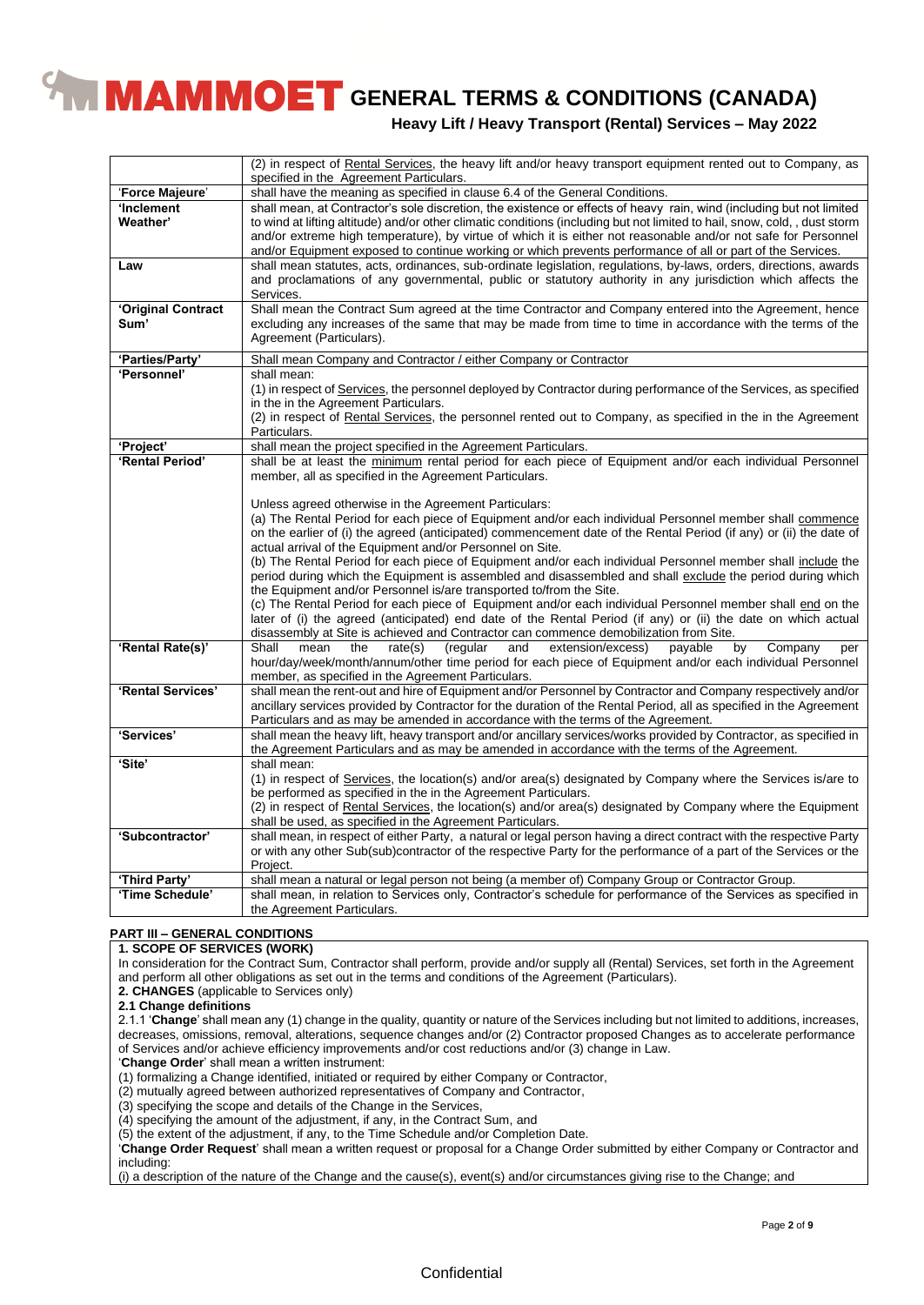| | |
|---|---|
| | (2) in respect of Rental Services, the heavy lift and/or heavy transport equipment rented out to Company, as specified in the Agreement Particulars. |
| 'Force Majeure' | shall have the meaning as specified in clause 6.4 of the General Conditions. |
| **'Inclement Weather'** | shall mean, at Contractor's sole discretion, the existence or effects of heavy rain, wind (including but not limited to wind at lifting altitude) and/or other climatic conditions (including but not limited to hail, snow, cold, , dust storm and/or extreme high temperature), by virtue of which it is either not reasonable and/or not safe for Personnel and/or Equipment exposed to continue working or which prevents performance of all or part of the Services. |
| **Law** | shall mean statutes, acts, ordinances, sub-ordinate legislation, regulations, by-laws, orders, directions, awards and proclamations of any governmental, public or statutory authority in any jurisdiction which affects the Services. |
| **'Original Contract Sum'** | Shall mean the Contract Sum agreed at the time Contractor and Company entered into the Agreement, hence excluding any increases of the same that may be made from time to time in accordance with the terms of the Agreement (Particulars). |
| **'Parties/Party'** | Shall mean Company and Contractor / either Company or Contractor |
| **'Personnel'** | shall mean:<br>(1) in respect of Services, the personnel deployed by Contractor during performance of the Services, as specified in the in the Agreement Particulars.<br>(2) in respect of Rental Services, the personnel rented out to Company, as specified in the in the Agreement Particulars. |
| **'Project'** | shall mean the project specified in the Agreement Particulars. |
| **'Rental Period'** | shall be at least the minimum rental period for each piece of Equipment and/or each individual Personnel member, all as specified in the Agreement Particulars.<br><br>Unless agreed otherwise in the Agreement Particulars:<br>(a) The Rental Period for each piece of Equipment and/or each individual Personnel member shall commence on the earlier of (i) the agreed (anticipated) commencement date of the Rental Period (if any) or (ii) the date of actual arrival of the Equipment and/or Personnel on Site.<br>(b) The Rental Period for each piece of Equipment and/or each individual Personnel member shall include the period during which the Equipment is assembled and disassembled and shall exclude the period during which the Equipment and/or Personnel is/are transported to/from the Site.<br>(c) The Rental Period for each piece of Equipment and/or each individual Personnel member shall end on the later of (i) the agreed (anticipated) end date of the Rental Period (if any) or (ii) the date on which actual disassembly at Site is achieved and Contractor can commence demobilization from Site. |
| **'Rental Rate(s)'** | Shall mean the rate(s) (regular and extension/excess) payable by Company per hour/day/week/month/annum/other time period for each piece of Equipment and/or each individual Personnel member, as specified in the Agreement Particulars. |
| **'Rental Services'** | shall mean the rent-out and hire of Equipment and/or Personnel by Contractor and Company respectively and/or ancillary services provided by Contractor for the duration of the Rental Period, all as specified in the Agreement Particulars and as may be amended in accordance with the terms of the Agreement. |
| **'Services'** | shall mean the heavy lift, heavy transport and/or ancillary services/works provided by Contractor, as specified in the Agreement Particulars and as may be amended in accordance with the terms of the Agreement. |
| **'Site'** | shall mean:<br>(1) in respect of Services, the location(s) and/or area(s) designated by Company where the Services is/are to be performed as specified in the in the Agreement Particulars.<br>(2) in respect of Rental Services, the location(s) and/or area(s) designated by Company where the Equipment shall be used, as specified in the Agreement Particulars. |
| **'Subcontractor'** | shall mean, in respect of either Party, a natural or legal person having a direct contract with the respective Party or with any other Sub(sub)contractor of the respective Party for the performance of a part of the Services or the Project. |
| **'Third Party'** | shall mean a natural or legal person not being (a member of) Company Group or Contractor Group. |
| **'Time Schedule'** | shall mean, in relation to Services only, Contractor's schedule for performance of the Services as specified in the Agreement Particulars. |

## PART III – GENERAL CONDITIONS

### 1. SCOPE OF SERVICES (WORK)

In consideration for the Contract Sum, Contractor shall perform, provide and/or supply all (Rental) Services, set forth in the Agreement and perform all other obligations as set out in the terms and conditions of the Agreement (Particulars).

### 2. CHANGES (applicable to Services only)

**2.1 Change definitions**

2.1.1 '**Change**' shall mean any (1) change in the quality, quantity or nature of the Services including but not limited to additions, increases, decreases, omissions, removal, alterations, sequence changes and/or (2) Contractor proposed Changes as to accelerate performance of Services and/or achieve efficiency improvements and/or cost reductions and/or (3) change in Law.

'**Change Order**' shall mean a written instrument:
(1) formalizing a Change identified, initiated or required by either Company or Contractor,
(2) mutually agreed between authorized representatives of Company and Contractor,
(3) specifying the scope and details of the Change in the Services,
(4) specifying the amount of the adjustment, if any, in the Contract Sum, and
(5) the extent of the adjustment, if any, to the Time Schedule and/or Completion Date.

'**Change Order Request**' shall mean a written request or proposal for a Change Order submitted by either Company or Contractor and including:
(i) a description of the nature of the Change and the cause(s), event(s) and/or circumstances giving rise to the Change; and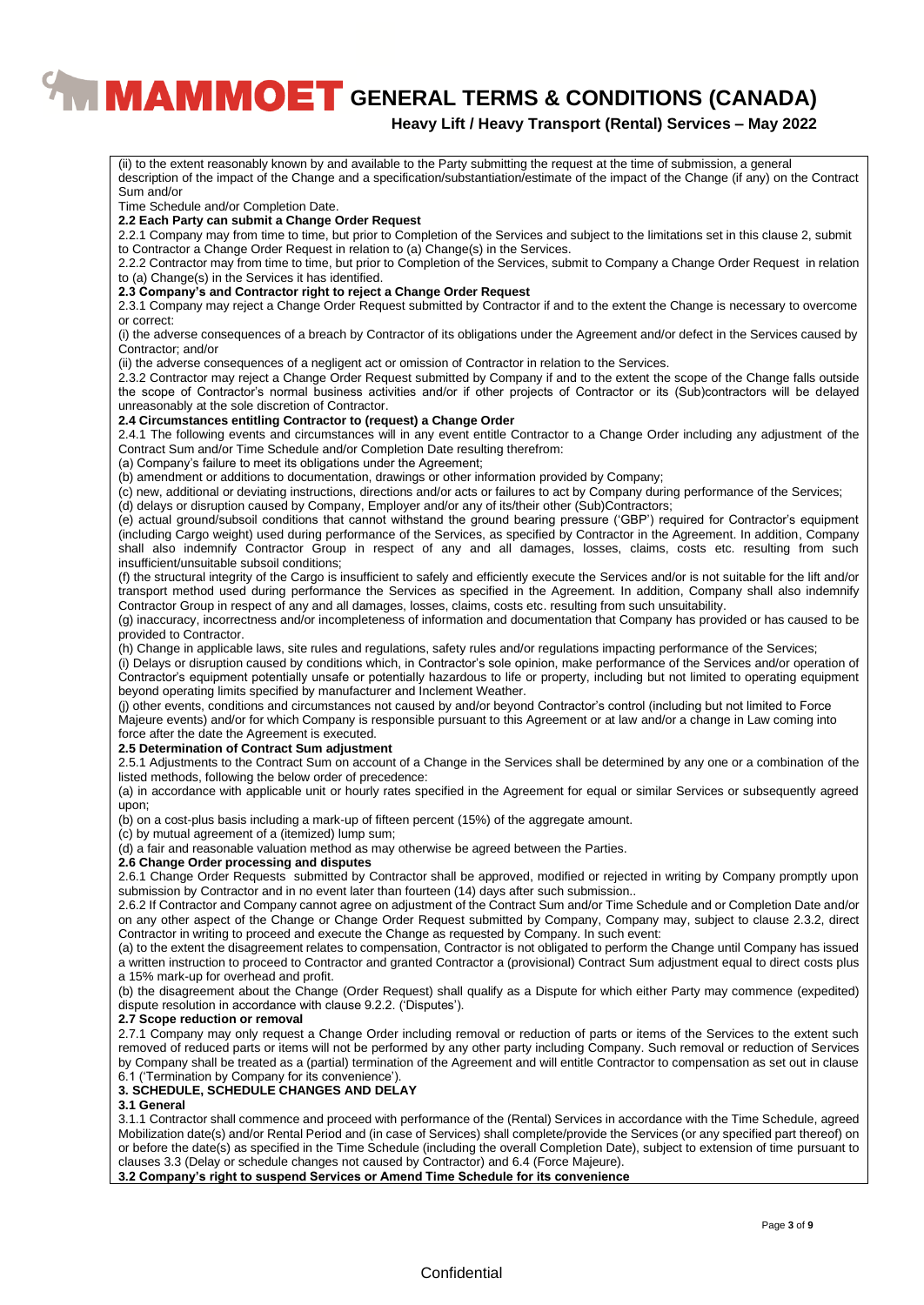(ii) to the extent reasonably known by and available to the Party submitting the request at the time of submission, a general description of the impact of the Change and a specification/substantiation/estimate of the impact of the Change (if any) on the Contract Sum and/or

Time Schedule and/or Completion Date.

**2.2 Each Party can submit a Change Order Request**

2.2.1 Company may from time to time, but prior to Completion of the Services and subject to the limitations set in this clause 2, submit to Contractor a Change Order Request in relation to (a) Change(s) in the Services.

2.2.2 Contractor may from time to time, but prior to Completion of the Services, submit to Company a Change Order Request in relation to (a) Change(s) in the Services it has identified.

**2.3 Company's and Contractor right to reject a Change Order Request**

2.3.1 Company may reject a Change Order Request submitted by Contractor if and to the extent the Change is necessary to overcome or correct:

(i) the adverse consequences of a breach by Contractor of its obligations under the Agreement and/or defect in the Services caused by Contractor; and/or

(ii) the adverse consequences of a negligent act or omission of Contractor in relation to the Services.

2.3.2 Contractor may reject a Change Order Request submitted by Company if and to the extent the scope of the Change falls outside the scope of Contractor's normal business activities and/or if other projects of Contractor or its (Sub)contractors will be delayed unreasonably at the sole discretion of Contractor.

**2.4 Circumstances entitling Contractor to (request) a Change Order**

2.4.1 The following events and circumstances will in any event entitle Contractor to a Change Order including any adjustment of the Contract Sum and/or Time Schedule and/or Completion Date resulting therefrom:

(a) Company's failure to meet its obligations under the Agreement;

(b) amendment or additions to documentation, drawings or other information provided by Company;

(c) new, additional or deviating instructions, directions and/or acts or failures to act by Company during performance of the Services;

(d) delays or disruption caused by Company, Employer and/or any of its/their other (Sub)Contractors;

(e) actual ground/subsoil conditions that cannot withstand the ground bearing pressure ('GBP') required for Contractor's equipment (including Cargo weight) used during performance of the Services, as specified by Contractor in the Agreement. In addition, Company shall also indemnify Contractor Group in respect of any and all damages, losses, claims, costs etc. resulting from such insufficient/unsuitable subsoil conditions;

(f) the structural integrity of the Cargo is insufficient to safely and efficiently execute the Services and/or is not suitable for the lift and/or transport method used during performance the Services as specified in the Agreement. In addition, Company shall also indemnify Contractor Group in respect of any and all damages, losses, claims, costs etc. resulting from such unsuitability.

(g) inaccuracy, incorrectness and/or incompleteness of information and documentation that Company has provided or has caused to be provided to Contractor.

(h) Change in applicable laws, site rules and regulations, safety rules and/or regulations impacting performance of the Services;

(i) Delays or disruption caused by conditions which, in Contractor's sole opinion, make performance of the Services and/or operation of Contractor's equipment potentially unsafe or potentially hazardous to life or property, including but not limited to operating equipment beyond operating limits specified by manufacturer and Inclement Weather.

(j) other events, conditions and circumstances not caused by and/or beyond Contractor's control (including but not limited to Force Majeure events) and/or for which Company is responsible pursuant to this Agreement or at law and/or a change in Law coming into force after the date the Agreement is executed.

**2.5 Determination of Contract Sum adjustment**

2.5.1 Adjustments to the Contract Sum on account of a Change in the Services shall be determined by any one or a combination of the listed methods, following the below order of precedence:

(a) in accordance with applicable unit or hourly rates specified in the Agreement for equal or similar Services or subsequently agreed upon;

(b) on a cost-plus basis including a mark-up of fifteen percent (15%) of the aggregate amount.

(c) by mutual agreement of a (itemized) lump sum;

(d) a fair and reasonable valuation method as may otherwise be agreed between the Parties.

**2.6 Change Order processing and disputes**

2.6.1 Change Order Requests submitted by Contractor shall be approved, modified or rejected in writing by Company promptly upon submission by Contractor and in no event later than fourteen (14) days after such submission..

2.6.2 If Contractor and Company cannot agree on adjustment of the Contract Sum and/or Time Schedule and or Completion Date and/or on any other aspect of the Change or Change Order Request submitted by Company, Company may, subject to clause 2.3.2, direct Contractor in writing to proceed and execute the Change as requested by Company. In such event:

(a) to the extent the disagreement relates to compensation, Contractor is not obligated to perform the Change until Company has issued a written instruction to proceed to Contractor and granted Contractor a (provisional) Contract Sum adjustment equal to direct costs plus a 15% mark-up for overhead and profit.

(b) the disagreement about the Change (Order Request) shall qualify as a Dispute for which either Party may commence (expedited) dispute resolution in accordance with clause 9.2.2. ('Disputes').

**2.7 Scope reduction or removal**

2.7.1 Company may only request a Change Order including removal or reduction of parts or items of the Services to the extent such removed of reduced parts or items will not be performed by any other party including Company. Such removal or reduction of Services by Company shall be treated as a (partial) termination of the Agreement and will entitle Contractor to compensation as set out in clause 6.1 ('Termination by Company for its convenience').

## 3. SCHEDULE, SCHEDULE CHANGES AND DELAY

**3.1 General**

3.1.1 Contractor shall commence and proceed with performance of the (Rental) Services in accordance with the Time Schedule, agreed Mobilization date(s) and/or Rental Period and (in case of Services) shall complete/provide the Services (or any specified part thereof) on or before the date(s) as specified in the Time Schedule (including the overall Completion Date), subject to extension of time pursuant to clauses 3.3 (Delay or schedule changes not caused by Contractor) and 6.4 (Force Majeure).

**3.2 Company's right to suspend Services or Amend Time Schedule for its convenience**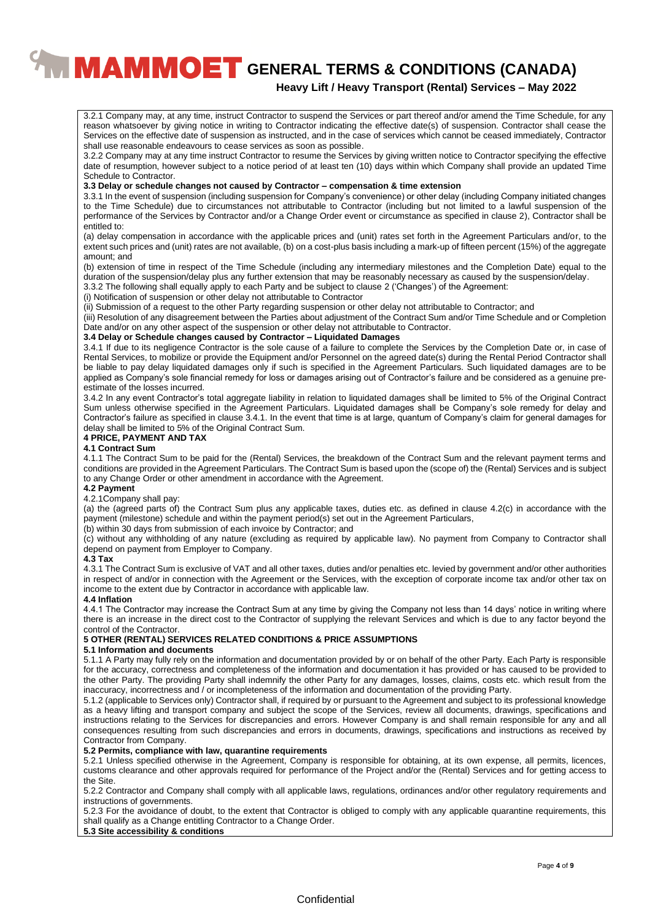3.2.1 Company may, at any time, instruct Contractor to suspend the Services or part thereof and/or amend the Time Schedule, for any reason whatsoever by giving notice in writing to Contractor indicating the effective date(s) of suspension. Contractor shall cease the Services on the effective date of suspension as instructed, and in the case of services which cannot be ceased immediately, Contractor shall use reasonable endeavours to cease services as soon as possible.

3.2.2 Company may at any time instruct Contractor to resume the Services by giving written notice to Contractor specifying the effective date of resumption, however subject to a notice period of at least ten (10) days within which Company shall provide an updated Time Schedule to Contractor.

**3.3 Delay or schedule changes not caused by Contractor – compensation & time extension**

3.3.1 In the event of suspension (including suspension for Company's convenience) or other delay (including Company initiated changes to the Time Schedule) due to circumstances not attributable to Contractor (including but not limited to a lawful suspension of the performance of the Services by Contractor and/or a Change Order event or circumstance as specified in clause 2), Contractor shall be entitled to:

(a) delay compensation in accordance with the applicable prices and (unit) rates set forth in the Agreement Particulars and/or, to the extent such prices and (unit) rates are not available, (b) on a cost-plus basis including a mark-up of fifteen percent (15%) of the aggregate amount; and

(b) extension of time in respect of the Time Schedule (including any intermediary milestones and the Completion Date) equal to the duration of the suspension/delay plus any further extension that may be reasonably necessary as caused by the suspension/delay.

3.3.2 The following shall equally apply to each Party and be subject to clause 2 ('Changes') of the Agreement:

(i) Notification of suspension or other delay not attributable to Contractor

(ii) Submission of a request to the other Party regarding suspension or other delay not attributable to Contractor; and

(iii) Resolution of any disagreement between the Parties about adjustment of the Contract Sum and/or Time Schedule and or Completion Date and/or on any other aspect of the suspension or other delay not attributable to Contractor.

**3.4 Delay or Schedule changes caused by Contractor – Liquidated Damages**

3.4.1 If due to its negligence Contractor is the sole cause of a failure to complete the Services by the Completion Date or, in case of Rental Services, to mobilize or provide the Equipment and/or Personnel on the agreed date(s) during the Rental Period Contractor shall be liable to pay delay liquidated damages only if such is specified in the Agreement Particulars. Such liquidated damages are to be applied as Company's sole financial remedy for loss or damages arising out of Contractor's failure and be considered as a genuine pre-estimate of the losses incurred.

3.4.2 In any event Contractor's total aggregate liability in relation to liquidated damages shall be limited to 5% of the Original Contract Sum unless otherwise specified in the Agreement Particulars. Liquidated damages shall be Company's sole remedy for delay and Contractor's failure as specified in clause 3.4.1. In the event that time is at large, quantum of Company's claim for general damages for delay shall be limited to 5% of the Original Contract Sum.

**4 PRICE, PAYMENT AND TAX**

**4.1 Contract Sum**

4.1.1 The Contract Sum to be paid for the (Rental) Services, the breakdown of the Contract Sum and the relevant payment terms and conditions are provided in the Agreement Particulars. The Contract Sum is based upon the (scope of) the (Rental) Services and is subject to any Change Order or other amendment in accordance with the Agreement.

**4.2 Payment**

4.2.1Company shall pay:

(a) the (agreed parts of) the Contract Sum plus any applicable taxes, duties etc. as defined in clause 4.2(c) in accordance with the payment (milestone) schedule and within the payment period(s) set out in the Agreement Particulars,

(b) within 30 days from submission of each invoice by Contractor; and

(c) without any withholding of any nature (excluding as required by applicable law). No payment from Company to Contractor shall depend on payment from Employer to Company.

**4.3 Tax**

4.3.1 The Contract Sum is exclusive of VAT and all other taxes, duties and/or penalties etc. levied by government and/or other authorities in respect of and/or in connection with the Agreement or the Services, with the exception of corporate income tax and/or other tax on income to the extent due by Contractor in accordance with applicable law.

**4.4 Inflation**

4.4.1 The Contractor may increase the Contract Sum at any time by giving the Company not less than 14 days' notice in writing where there is an increase in the direct cost to the Contractor of supplying the relevant Services and which is due to any factor beyond the control of the Contractor.

**5 OTHER (RENTAL) SERVICES RELATED CONDITIONS & PRICE ASSUMPTIONS**

**5.1 Information and documents**

5.1.1 A Party may fully rely on the information and documentation provided by or on behalf of the other Party. Each Party is responsible for the accuracy, correctness and completeness of the information and documentation it has provided or has caused to be provided to the other Party. The providing Party shall indemnify the other Party for any damages, losses, claims, costs etc. which result from the inaccuracy, incorrectness and / or incompleteness of the information and documentation of the providing Party.

5.1.2 (applicable to Services only) Contractor shall, if required by or pursuant to the Agreement and subject to its professional knowledge as a heavy lifting and transport company and subject the scope of the Services, review all documents, drawings, specifications and instructions relating to the Services for discrepancies and errors. However Company is and shall remain responsible for any and all consequences resulting from such discrepancies and errors in documents, drawings, specifications and instructions as received by Contractor from Company.

**5.2 Permits, compliance with law, quarantine requirements**

5.2.1 Unless specified otherwise in the Agreement, Company is responsible for obtaining, at its own expense, all permits, licences, customs clearance and other approvals required for performance of the Project and/or the (Rental) Services and for getting access to the Site.

5.2.2 Contractor and Company shall comply with all applicable laws, regulations, ordinances and/or other regulatory requirements and instructions of governments.

5.2.3 For the avoidance of doubt, to the extent that Contractor is obliged to comply with any applicable quarantine requirements, this shall qualify as a Change entitling Contractor to a Change Order.

**5.3 Site accessibility & conditions**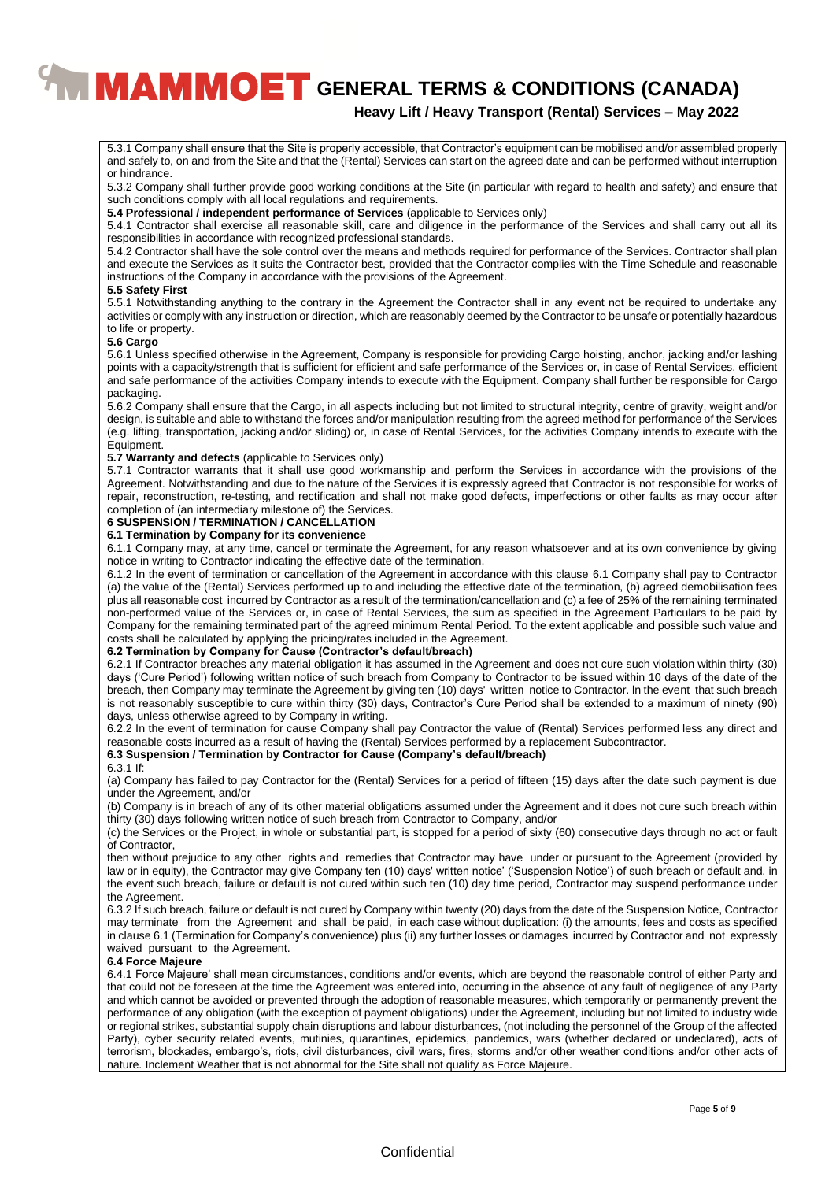5.3.1 Company shall ensure that the Site is properly accessible, that Contractor's equipment can be mobilised and/or assembled properly and safely to, on and from the Site and that the (Rental) Services can start on the agreed date and can be performed without interruption or hindrance.

5.3.2 Company shall further provide good working conditions at the Site (in particular with regard to health and safety) and ensure that such conditions comply with all local regulations and requirements.

**5.4 Professional / independent performance of Services** (applicable to Services only)

5.4.1 Contractor shall exercise all reasonable skill, care and diligence in the performance of the Services and shall carry out all its responsibilities in accordance with recognized professional standards.

5.4.2 Contractor shall have the sole control over the means and methods required for performance of the Services. Contractor shall plan and execute the Services as it suits the Contractor best, provided that the Contractor complies with the Time Schedule and reasonable instructions of the Company in accordance with the provisions of the Agreement.

**5.5 Safety First**

5.5.1 Notwithstanding anything to the contrary in the Agreement the Contractor shall in any event not be required to undertake any activities or comply with any instruction or direction, which are reasonably deemed by the Contractor to be unsafe or potentially hazardous to life or property.

**5.6 Cargo**

5.6.1 Unless specified otherwise in the Agreement, Company is responsible for providing Cargo hoisting, anchor, jacking and/or lashing points with a capacity/strength that is sufficient for efficient and safe performance of the Services or, in case of Rental Services, efficient and safe performance of the activities Company intends to execute with the Equipment. Company shall further be responsible for Cargo packaging.

5.6.2 Company shall ensure that the Cargo, in all aspects including but not limited to structural integrity, centre of gravity, weight and/or design, is suitable and able to withstand the forces and/or manipulation resulting from the agreed method for performance of the Services (e.g. lifting, transportation, jacking and/or sliding) or, in case of Rental Services, for the activities Company intends to execute with the Equipment.

**5.7 Warranty and defects** (applicable to Services only)

5.7.1 Contractor warrants that it shall use good workmanship and perform the Services in accordance with the provisions of the Agreement. Notwithstanding and due to the nature of the Services it is expressly agreed that Contractor is not responsible for works of repair, reconstruction, re-testing, and rectification and shall not make good defects, imperfections or other faults as may occur <u>after</u> completion of (an intermediary milestone of) the Services.

## 6 SUSPENSION / TERMINATION / CANCELLATION

**6.1 Termination by Company for its convenience**

6.1.1 Company may, at any time, cancel or terminate the Agreement, for any reason whatsoever and at its own convenience by giving notice in writing to Contractor indicating the effective date of the termination.

6.1.2 In the event of termination or cancellation of the Agreement in accordance with this clause 6.1 Company shall pay to Contractor (a) the value of the (Rental) Services performed up to and including the effective date of the termination, (b) agreed demobilisation fees plus all reasonable cost incurred by Contractor as a result of the termination/cancellation and/or (c) a fee of 25% of the remaining terminated non-performed value of the Services or, in case of Rental Services, the sum as specified in the Agreement Particulars to be paid by Company for the remaining terminated part of the agreed minimum Rental Period. To the extent applicable and possible such value and costs shall be calculated by applying the pricing/rates included in the Agreement.

**6.2 Termination by Company for Cause (Contractor's default/breach)**

6.2.1 If Contractor breaches any material obligation it has assumed in the Agreement and does not cure such violation within thirty (30) days ('Cure Period') following written notice of such breach from Company to Contractor to be issued within 10 days of the date of the breach, then Company may terminate the Agreement by giving ten (10) days' written notice to Contractor. In the event that such breach is not reasonably susceptible to cure within thirty (30) days, Contractor's Cure Period shall be extended to a maximum of ninety (90) days, unless otherwise agreed to by Company in writing.

6.2.2 In the event of termination for cause Company shall pay Contractor the value of (Rental) Services performed less any direct and reasonable costs incurred as a result of having the (Rental) Services performed by a replacement Subcontractor.

**6.3 Suspension / Termination by Contractor for Cause (Company's default/breach)**

6.3.1 If:

(a) Company has failed to pay Contractor for the (Rental) Services for a period of fifteen (15) days after the date such payment is due under the Agreement, and/or

(b) Company is in breach of any of its other material obligations assumed under the Agreement and it does not cure such breach within thirty (30) days following written notice of such breach from Contractor to Company, and/or

(c) the Services or the Project, in whole or substantial part, is stopped for a period of sixty (60) consecutive days through no act or fault of Contractor,

then without prejudice to any other rights and remedies that Contractor may have under or pursuant to the Agreement (provided by law or in equity), the Contractor may give Company ten (10) days' written notice' ('Suspension Notice') of such breach or default and, in the event such breach, failure or default is not cured within such ten (10) day time period, Contractor may suspend performance under the Agreement.

6.3.2 If such breach, failure or default is not cured by Company within twenty (20) days from the date of the Suspension Notice, Contractor may terminate from the Agreement and shall be paid, in each case without duplication: (i) the amounts, fees and costs as specified in clause 6.1 (Termination for Company's convenience) plus (ii) any further losses or damages incurred by Contractor and not expressly waived pursuant to the Agreement.

**6.4 Force Majeure**

6.4.1 Force Majeure' shall mean circumstances, conditions and/or events, which are beyond the reasonable control of either Party and that could not be foreseen at the time the Agreement was entered into, occurring in the absence of any fault of negligence of any Party and which cannot be avoided or prevented through the adoption of reasonable measures, which temporarily or permanently prevent the performance of any obligation (with the exception of payment obligations) under the Agreement, including but not limited to industry wide or regional strikes, substantial supply chain disruptions and labour disturbances, (not including the personnel of the Group of the affected Party), cyber security related events, mutinies, quarantines, epidemics, pandemics, wars (whether declared or undeclared), acts of terrorism, blockades, embargo's, riots, civil disturbances, civil wars, fires, storms and/or other weather conditions and/or other acts of nature. Inclement Weather that is not abnormal for the Site shall not qualify as Force Majeure.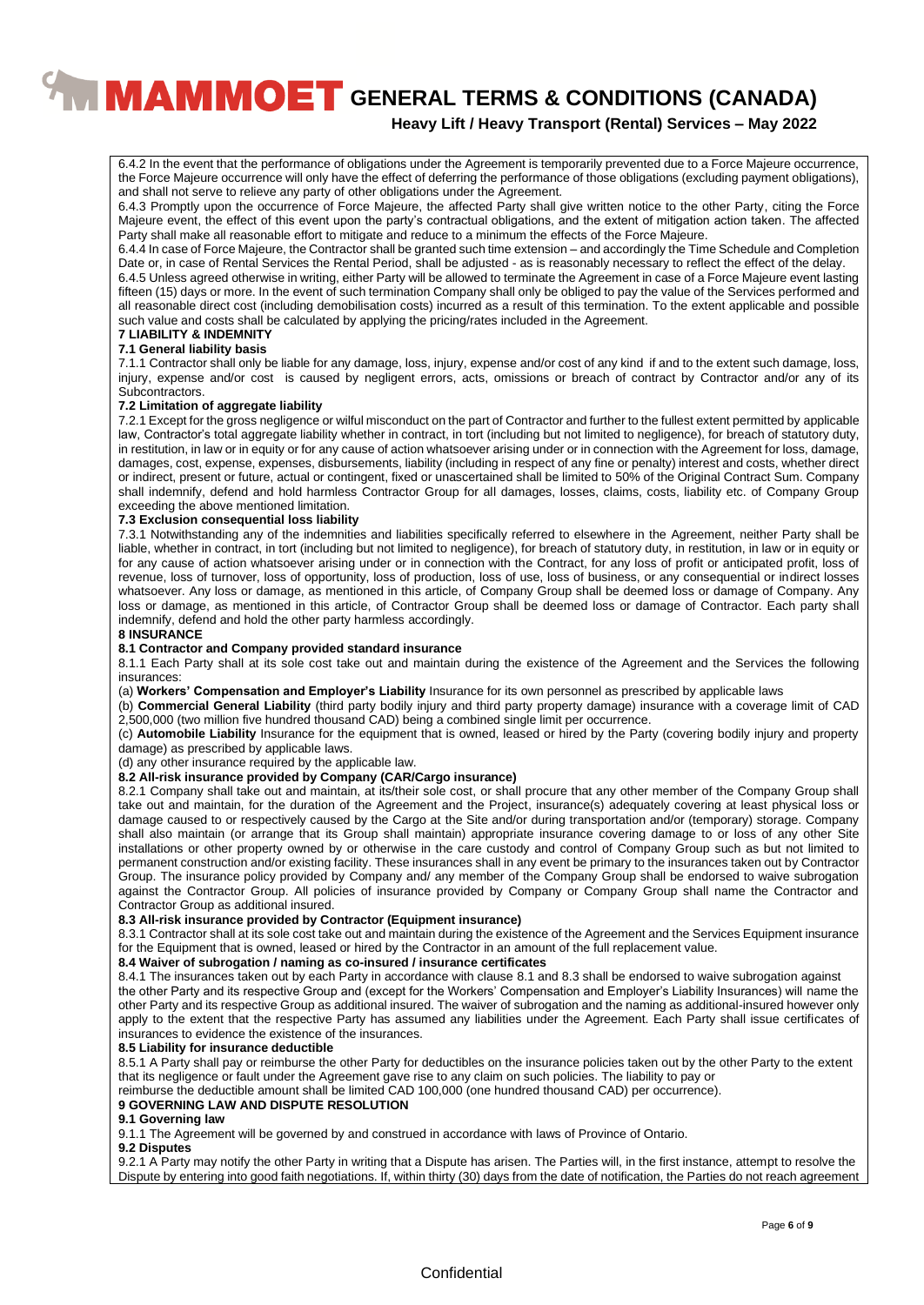6.4.2 In the event that the performance of obligations under the Agreement is temporarily prevented due to a Force Majeure occurrence, the Force Majeure occurrence will only have the effect of deferring the performance of those obligations (excluding payment obligations), and shall not serve to relieve any party of other obligations under the Agreement.

6.4.3 Promptly upon the occurrence of Force Majeure, the affected Party shall give written notice to the other Party, citing the Force Majeure event, the effect of this event upon the party's contractual obligations, and the extent of mitigation action taken. The affected Party shall make all reasonable effort to mitigate and reduce to a minimum the effects of the Force Majeure.

6.4.4 In case of Force Majeure, the Contractor shall be granted such time extension – and accordingly the Time Schedule and Completion Date or, in case of Rental Services the Rental Period, shall be adjusted - as is reasonably necessary to reflect the effect of the delay.

6.4.5 Unless agreed otherwise in writing, either Party will be allowed to terminate the Agreement in case of a Force Majeure event lasting fifteen (15) days or more. In the event of such termination Company shall only be obliged to pay the value of the Services performed and all reasonable direct cost (including demobilisation costs) incurred as a result of this termination. To the extent applicable and possible such value and costs shall be calculated by applying the pricing/rates included in the Agreement.

## 7 LIABILITY & INDEMNITY

### 7.1 General liability basis

7.1.1 Contractor shall only be liable for any damage, loss, injury, expense and/or cost of any kind if and to the extent such damage, loss, injury, expense and/or cost is caused by negligent errors, acts, omissions or breach of contract by Contractor and/or any of its Subcontractors.

### 7.2 Limitation of aggregate liability

7.2.1 Except for the gross negligence or wilful misconduct on the part of Contractor and further to the fullest extent permitted by applicable law, Contractor's total aggregate liability whether in contract, in tort (including but not limited to negligence), for breach of statutory duty, in restitution, in law or in equity or for any cause of action whatsoever arising under or in connection with the Agreement for loss, damage, damages, cost, expense, expenses, disbursements, liability (including in respect of any fine or penalty) interest and costs, whether direct or indirect, present or future, actual or contingent, fixed or unascertained shall be limited to 50% of the Original Contract Sum. Company shall indemnify, defend and hold harmless Contractor Group for all damages, losses, claims, costs, liability etc. of Company Group exceeding the above mentioned limitation.

### 7.3 Exclusion consequential loss liability

7.3.1 Notwithstanding any of the indemnities and liabilities specifically referred to elsewhere in the Agreement, neither Party shall be liable, whether in contract, in tort (including but not limited to negligence), for breach of statutory duty, in restitution, in law or in equity or for any cause of action whatsoever arising under or in connection with the Contract, for any loss of profit or anticipated profit, loss of revenue, loss of turnover, loss of opportunity, loss of production, loss of use, loss of business, or any consequential or indirect losses whatsoever. Any loss or damage, as mentioned in this article, of Company Group shall be deemed loss or damage of Company. Any loss or damage, as mentioned in this article, of Contractor Group shall be deemed loss or damage of Contractor. Each party shall indemnify, defend and hold the other party harmless accordingly.

## 8 INSURANCE

### 8.1 Contractor and Company provided standard insurance

8.1.1 Each Party shall at its sole cost take out and maintain during the existence of the Agreement and the Services the following insurances:

(a) **Workers' Compensation and Employer's Liability** Insurance for its own personnel as prescribed by applicable laws

(b) **Commercial General Liability** (third party bodily injury and third party property damage) insurance with a coverage limit of CAD 2,500,000 (two million five hundred thousand CAD) being a combined single limit per occurrence.

(c) **Automobile Liability** Insurance for the equipment that is owned, leased or hired by the Party (covering bodily injury and property damage) as prescribed by applicable laws.

(d) any other insurance required by the applicable law.

### 8.2 All-risk insurance provided by Company (CAR/Cargo insurance)

8.2.1 Company shall take out and maintain, at its/their sole cost, or shall procure that any other member of the Company Group shall take out and maintain, for the duration of the Agreement and the Project, insurance(s) adequately covering at least physical loss or damage caused to or respectively caused by the Cargo at the Site and/or during transportation and/or (temporary) storage. Company shall also maintain (or arrange that its Group shall maintain) appropriate insurance covering damage to or loss of any other Site installations or other property owned by or otherwise in the care custody and control of Company Group such as but not limited to permanent construction and/or existing facility. These insurances shall in any event be primary to the insurances taken out by Contractor Group. The insurance policy provided by Company and/ any member of the Company Group shall be endorsed to waive subrogation against the Contractor Group. All policies of insurance provided by Company or Company Group shall name the Contractor and Contractor Group as additional insured.

### 8.3 All-risk insurance provided by Contractor (Equipment insurance)

8.3.1 Contractor shall at its sole cost take out and maintain during the existence of the Agreement and the Services Equipment insurance for the Equipment that is owned, leased or hired by the Contractor in an amount of the full replacement value.

### 8.4 Waiver of subrogation / naming as co-insured / insurance certificates

8.4.1 The insurances taken out by each Party in accordance with clause 8.1 and 8.3 shall be endorsed to waive subrogation against the other Party and its respective Group and (except for the Workers' Compensation and Employer's Liability Insurances) will name the other Party and its respective Group as additional insured. The waiver of subrogation and the naming as additional-insured however only apply to the extent that the respective Party has assumed any liabilities under the Agreement. Each Party shall issue certificates of insurances to evidence the existence of the insurances.

### 8.5 Liability for insurance deductible

8.5.1 A Party shall pay or reimburse the other Party for deductibles on the insurance policies taken out by the other Party to the extent that its negligence or fault under the Agreement gave rise to any claim on such policies. The liability to pay or reimburse the deductible amount shall be limited CAD 100,000 (one hundred thousand CAD) per occurrence).

## 9 GOVERNING LAW AND DISPUTE RESOLUTION

### 9.1 Governing law

9.1.1 The Agreement will be governed by and construed in accordance with laws of Province of Ontario.

### 9.2 Disputes

9.2.1 A Party may notify the other Party in writing that a Dispute has arisen. The Parties will, in the first instance, attempt to resolve the Dispute by entering into good faith negotiations. If, within thirty (30) days from the date of notification, the Parties do not reach agreement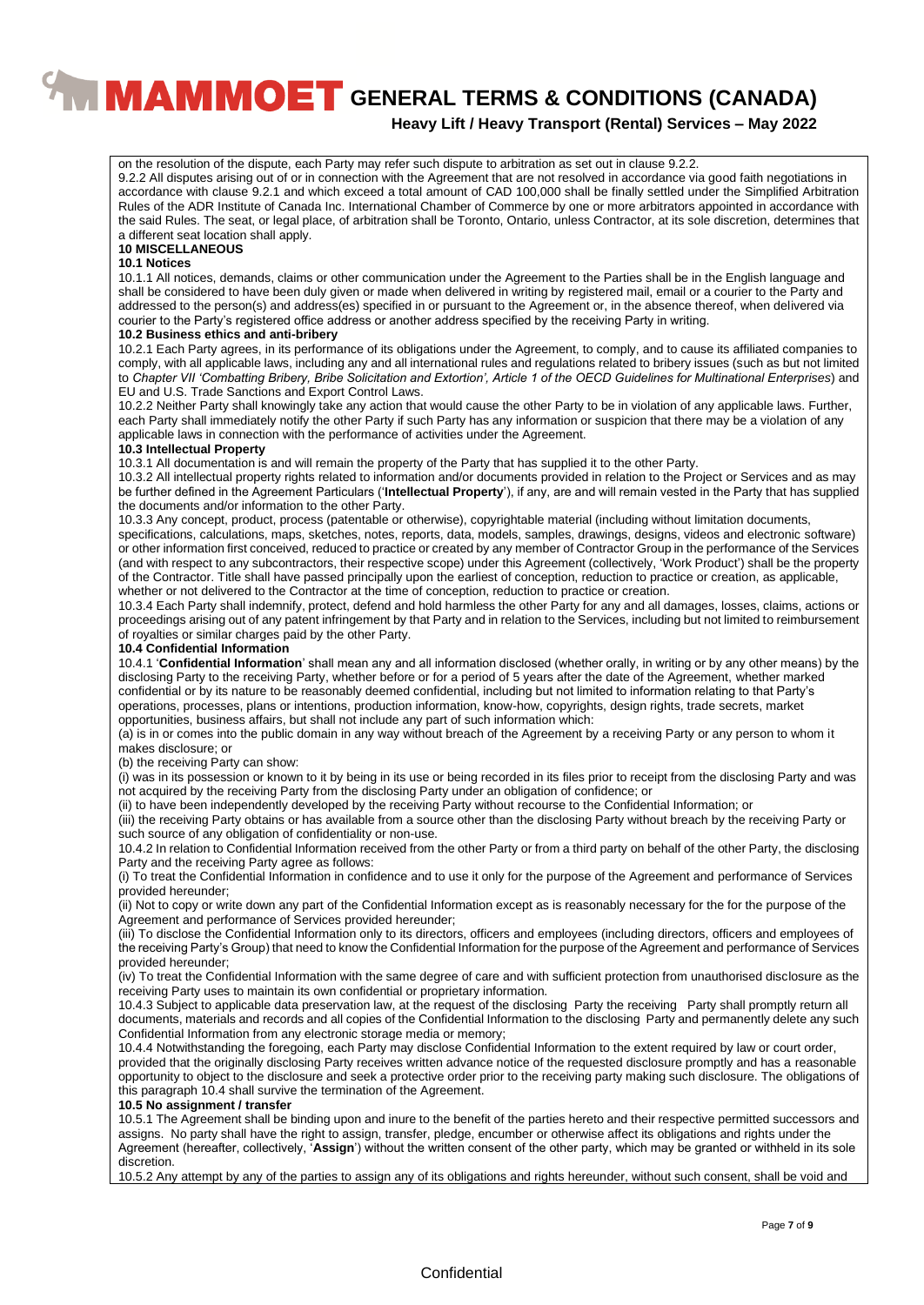on the resolution of the dispute, each Party may refer such dispute to arbitration as set out in clause 9.2.2.

9.2.2 All disputes arising out of or in connection with the Agreement that are not resolved in accordance via good faith negotiations in accordance with clause 9.2.1 and which exceed a total amount of CAD 100,000 shall be finally settled under the Simplified Arbitration Rules of the ADR Institute of Canada Inc. International Chamber of Commerce by one or more arbitrators appointed in accordance with the said Rules. The seat, or legal place, of arbitration shall be Toronto, Ontario, unless Contractor, at its sole discretion, determines that a different seat location shall apply.

## 10 MISCELLANEOUS

### 10.1 Notices

10.1.1 All notices, demands, claims or other communication under the Agreement to the Parties shall be in the English language and shall be considered to have been duly given or made when delivered in writing by registered mail, email or a courier to the Party and addressed to the person(s) and address(es) specified in or pursuant to the Agreement or, in the absence thereof, when delivered via courier to the Party's registered office address or another address specified by the receiving Party in writing.

### 10.2 Business ethics and anti-bribery

10.2.1 Each Party agrees, in its performance of its obligations under the Agreement, to comply, and to cause its affiliated companies to comply, with all applicable laws, including any and all international rules and regulations related to bribery issues (such as but not limited to *Chapter VII 'Combatting Bribery, Bribe Solicitation and Extortion', Article 1 of the OECD Guidelines for Multinational Enterprises*) and EU and U.S. Trade Sanctions and Export Control Laws.

10.2.2 Neither Party shall knowingly take any action that would cause the other Party to be in violation of any applicable laws. Further, each Party shall immediately notify the other Party if such Party has any information or suspicion that there may be a violation of any applicable laws in connection with the performance of activities under the Agreement.

### 10.3 Intellectual Property

10.3.1 All documentation is and will remain the property of the Party that has supplied it to the other Party.

10.3.2 All intellectual property rights related to information and/or documents provided in relation to the Project or Services and as may be further defined in the Agreement Particulars ('**Intellectual Property**'), if any, are and will remain vested in the Party that has supplied the documents and/or information to the other Party.

10.3.3 Any concept, product, process (patentable or otherwise), copyrightable material (including without limitation documents, specifications, calculations, maps, sketches, notes, reports, data, models, samples, drawings, designs, videos and electronic software) or other information first conceived, reduced to practice or created by any member of Contractor Group in the performance of the Services (and with respect to any subcontractors, their respective scope) under this Agreement (collectively, 'Work Product') shall be the property of the Contractor. Title shall have passed principally upon the earliest of conception, reduction to practice or creation, as applicable, whether or not delivered to the Contractor at the time of conception, reduction to practice or creation.

10.3.4 Each Party shall indemnify, protect, defend and hold harmless the other Party for any and all damages, losses, claims, actions or proceedings arising out of any patent infringement by that Party and in relation to the Services, including but not limited to reimbursement of royalties or similar charges paid by the other Party.

### 10.4 Confidential Information

10.4.1 '**Confidential Information**' shall mean any and all information disclosed (whether orally, in writing or by any other means) by the disclosing Party to the receiving Party, whether before or for a period of 5 years after the date of the Agreement, whether marked confidential or by its nature to be reasonably deemed confidential, including but not limited to information relating to that Party's operations, processes, plans or intentions, production information, know-how, copyrights, design rights, trade secrets, market opportunities, business affairs, but shall not include any part of such information which:

(a) is in or comes into the public domain in any way without breach of the Agreement by a receiving Party or any person to whom it makes disclosure; or

(b) the receiving Party can show:

(i) was in its possession or known to it by being in its use or being recorded in its files prior to receipt from the disclosing Party and was not acquired by the receiving Party from the disclosing Party under an obligation of confidence; or

(ii) to have been independently developed by the receiving Party without recourse to the Confidential Information; or

(iii) the receiving Party obtains or has available from a source other than the disclosing Party without breach by the receiving Party or such source of any obligation of confidentiality or non-use.

10.4.2 In relation to Confidential Information received from the other Party or from a third party on behalf of the other Party, the disclosing Party and the receiving Party agree as follows:

(i) To treat the Confidential Information in confidence and to use it only for the purpose of the Agreement and performance of Services provided hereunder;

(ii) Not to copy or write down any part of the Confidential Information except as is reasonably necessary for the for the purpose of the Agreement and performance of Services provided hereunder;

(iii) To disclose the Confidential Information only to its directors, officers and employees (including directors, officers and employees of the receiving Party's Group) that need to know the Confidential Information for the purpose of the Agreement and performance of Services provided hereunder;

(iv) To treat the Confidential Information with the same degree of care and with sufficient protection from unauthorised disclosure as the receiving Party uses to maintain its own confidential or proprietary information.

10.4.3 Subject to applicable data preservation law, at the request of the disclosing Party the receiving Party shall promptly return all documents, materials and records and all copies of the Confidential Information to the disclosing Party and permanently delete any such Confidential Information from any electronic storage media or memory;

10.4.4 Notwithstanding the foregoing, each Party may disclose Confidential Information to the extent required by law or court order, provided that the originally disclosing Party receives written advance notice of the requested disclosure promptly and has a reasonable opportunity to object to the disclosure and seek a protective order prior to the receiving party making such disclosure. The obligations of this paragraph 10.4 shall survive the termination of the Agreement.

### 10.5 No assignment / transfer

10.5.1 The Agreement shall be binding upon and inure to the benefit of the parties hereto and their respective permitted successors and assigns. No party shall have the right to assign, transfer, pledge, encumber or otherwise affect its obligations and rights under the Agreement (hereafter, collectively, '**Assign**') without the written consent of the other party, which may be granted or withheld in its sole discretion.

10.5.2 Any attempt by any of the parties to assign any of its obligations and rights hereunder, without such consent, shall be void and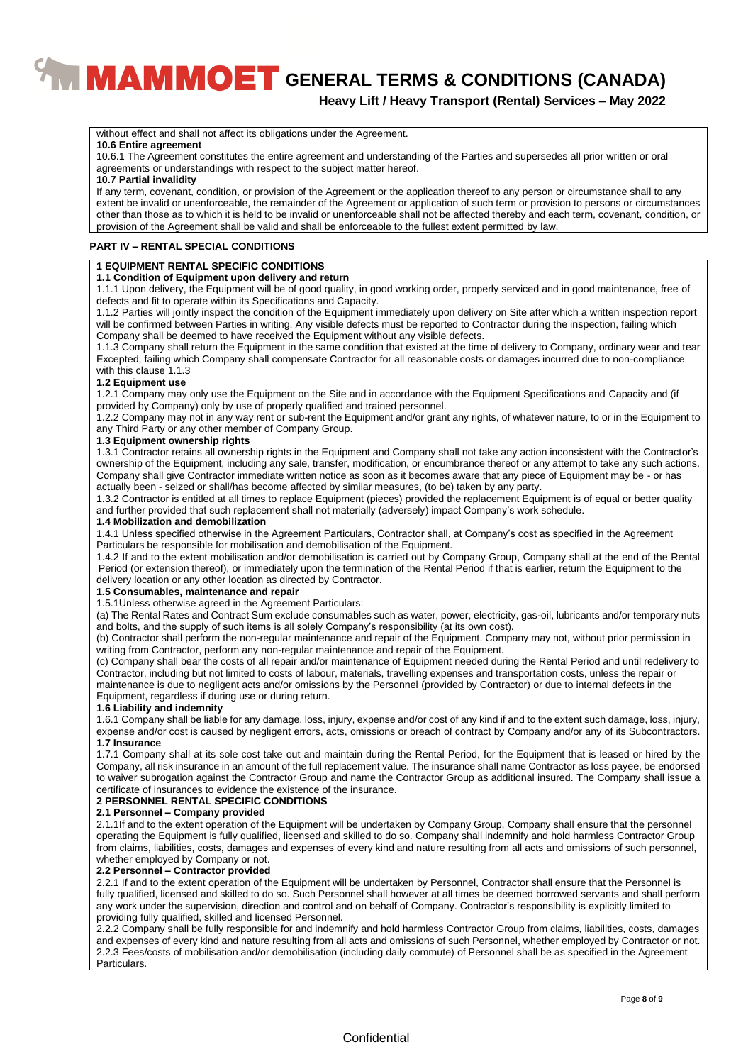without effect and shall not affect its obligations under the Agreement.

**10.6 Entire agreement**

10.6.1 The Agreement constitutes the entire agreement and understanding of the Parties and supersedes all prior written or oral agreements or understandings with respect to the subject matter hereof.

**10.7 Partial invalidity**

If any term, covenant, condition, or provision of the Agreement or the application thereof to any person or circumstance shall to any extent be invalid or unenforceable, the remainder of the Agreement or application of such term or provision to persons or circumstances other than those as to which it is held to be invalid or unenforceable shall not be affected thereby and each term, covenant, condition, or provision of the Agreement shall be valid and shall be enforceable to the fullest extent permitted by law.

## PART IV – RENTAL SPECIAL CONDITIONS

### 1 EQUIPMENT RENTAL SPECIFIC CONDITIONS

**1.1 Condition of Equipment upon delivery and return**

1.1.1 Upon delivery, the Equipment will be of good quality, in good working order, properly serviced and in good maintenance, free of defects and fit to operate within its Specifications and Capacity.

1.1.2 Parties will jointly inspect the condition of the Equipment immediately upon delivery on Site after which a written inspection report will be confirmed between Parties in writing. Any visible defects must be reported to Contractor during the inspection, failing which Company shall be deemed to have received the Equipment without any visible defects.

1.1.3 Company shall return the Equipment in the same condition that existed at the time of delivery to Company, ordinary wear and tear Excepted, failing which Company shall compensate Contractor for all reasonable costs or damages incurred due to non-compliance with this clause 1.1.3

**1.2 Equipment use**

1.2.1 Company may only use the Equipment on the Site and in accordance with the Equipment Specifications and Capacity and (if provided by Company) only by use of properly qualified and trained personnel.

1.2.2 Company may not in any way rent or sub-rent the Equipment and/or grant any rights, of whatever nature, to or in the Equipment to any Third Party or any other member of Company Group.

**1.3 Equipment ownership rights**

1.3.1 Contractor retains all ownership rights in the Equipment and Company shall not take any action inconsistent with the Contractor's ownership of the Equipment, including any sale, transfer, modification, or encumbrance thereof or any attempt to take any such actions. Company shall give Contractor immediate written notice as soon as it becomes aware that any piece of Equipment may be - or has actually been - seized or shall/has become affected by similar measures, (to be) taken by any party.

1.3.2 Contractor is entitled at all times to replace Equipment (pieces) provided the replacement Equipment is of equal or better quality and further provided that such replacement shall not materially (adversely) impact Company's work schedule.

**1.4 Mobilization and demobilization**

1.4.1 Unless specified otherwise in the Agreement Particulars, Contractor shall, at Company's cost as specified in the Agreement Particulars be responsible for mobilisation and demobilisation of the Equipment.

1.4.2 If and to the extent mobilisation and/or demobilisation is carried out by Company Group, Company shall at the end of the Rental Period (or extension thereof), or immediately upon the termination of the Rental Period if that is earlier, return the Equipment to the delivery location or any other location as directed by Contractor.

**1.5 Consumables, maintenance and repair**

1.5.1Unless otherwise agreed in the Agreement Particulars:

(a) The Rental Rates and Contract Sum exclude consumables such as water, power, electricity, gas-oil, lubricants and/or temporary nuts and bolts, and the supply of such items is all solely Company's responsibility (at its own cost).

(b) Contractor shall perform the non-regular maintenance and repair of the Equipment. Company may not, without prior permission in writing from Contractor, perform any non-regular maintenance and repair of the Equipment.

(c) Company shall bear the costs of all repair and/or maintenance of Equipment needed during the Rental Period and until redelivery to Contractor, including but not limited to costs of labour, materials, travelling expenses and transportation costs, unless the repair or maintenance is due to negligent acts and/or omissions by the Personnel (provided by Contractor) or due to internal defects in the Equipment, regardless if during use or during return.

**1.6 Liability and indemnity**

1.6.1 Company shall be liable for any damage, loss, injury, expense and/or cost of any kind if and to the extent such damage, loss, injury, expense and/or cost is caused by negligent errors, acts, omissions or breach of contract by Company and/or any of its Subcontractors.

**1.7 Insurance**

1.7.1 Company shall at its sole cost take out and maintain during the Rental Period, for the Equipment that is leased or hired by the Company, all risk insurance in an amount of the full replacement value. The insurance shall name Contractor as loss payee, be endorsed to waiver subrogation against the Contractor Group and name the Contractor Group as additional insured. The Company shall issue a certificate of insurances to evidence the existence of the insurance.

### 2 PERSONNEL RENTAL SPECIFIC CONDITIONS

**2.1 Personnel – Company provided**

2.1.1If and to the extent operation of the Equipment will be undertaken by Company Group, Company shall ensure that the personnel operating the Equipment is fully qualified, licensed and skilled to do so. Company shall indemnify and hold harmless Contractor Group from claims, liabilities, costs, damages and expenses of every kind and nature resulting from all acts and omissions of such personnel, whether employed by Company or not.

**2.2 Personnel – Contractor provided**

2.2.1 If and to the extent operation of the Equipment will be undertaken by Personnel, Contractor shall ensure that the Personnel is fully qualified, licensed and skilled to do so. Such Personnel shall however at all times be deemed borrowed servants and shall perform any work under the supervision, direction and control and on behalf of Company. Contractor's responsibility is explicitly limited to providing fully qualified, skilled and licensed Personnel.

2.2.2 Company shall be fully responsible for and indemnify and hold harmless Contractor Group from claims, liabilities, costs, damages and expenses of every kind and nature resulting from all acts and omissions of such Personnel, whether employed by Contractor or not.

2.2.3 Fees/costs of mobilisation and/or demobilisation (including daily commute) of Personnel shall be as specified in the Agreement Particulars.